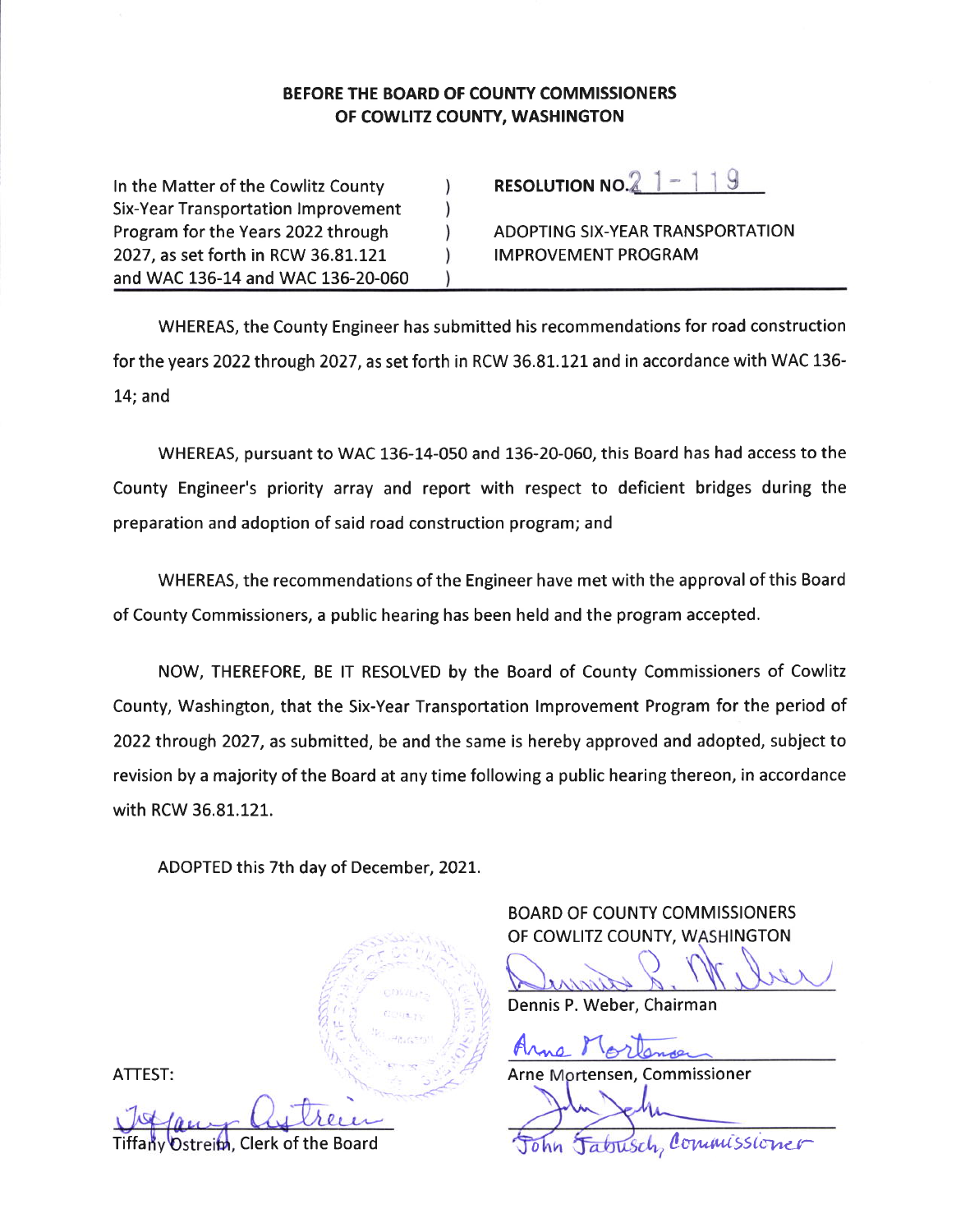**BEFORE THE BOARD OF COUNTY COMMISSIONERS**
**OF COWLITZ COUNTY, WASHINGTON**

| In the Matter of the Cowlitz County Six-Year Transportation Improvement Program for the Years 2022 through 2027, as set forth in RCW 36.81.121 and WAC 136-14 and WAC 136-20-060 | ) | **RESOLUTION NO.** 21-119<br><br>ADOPTING SIX-YEAR TRANSPORTATION IMPROVEMENT PROGRAM |
|---|---|---|

WHEREAS, the County Engineer has submitted his recommendations for road construction for the years 2022 through 2027, as set forth in RCW 36.81.121 and in accordance with WAC 136-14; and

WHEREAS, pursuant to WAC 136-14-050 and 136-20-060, this Board has had access to the County Engineer's priority array and report with respect to deficient bridges during the preparation and adoption of said road construction program; and

WHEREAS, the recommendations of the Engineer have met with the approval of this Board of County Commissioners, a public hearing has been held and the program accepted.

NOW, THEREFORE, BE IT RESOLVED by the Board of County Commissioners of Cowlitz County, Washington, that the Six-Year Transportation Improvement Program for the period of 2022 through 2027, as submitted, be and the same is hereby approved and adopted, subject to revision by a majority of the Board at any time following a public hearing thereon, in accordance with RCW 36.81.121.

ADOPTED this 7th day of December, 2021.

BOARD OF COUNTY COMMISSIONERS
OF COWLITZ COUNTY, WASHINGTON

Dennis P. Weber, Chairman

Arne Mortensen, Commissioner

John Jabusch, Commissioner

ATTEST:

Tiffany Ostreim, Clerk of the Board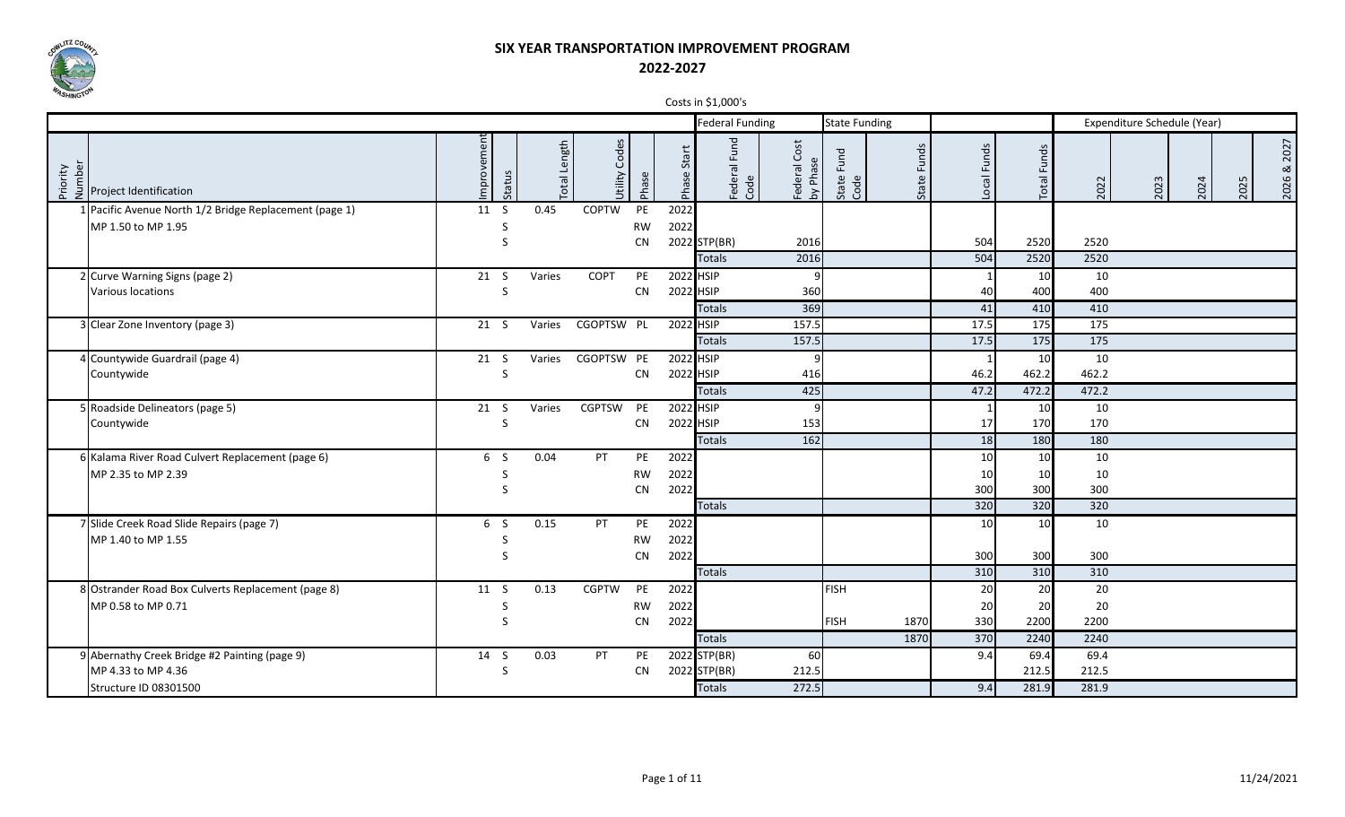# SIX YEAR TRANSPORTATION IMPROVEMENT PROGRAM

## 2022-2027

Costs in $1,000's

| | | | | | | | | Federal Funding | | State Funding | | | | Expenditure Schedule (Year) | | | | |
|---|---|---|---|---|---|---|---|---|---|---|---|---|---|---|---|---|---|---|
| Priority Number | Project Identification | Improvement | Status | Total Length | Utility Codes | Phase | Phase Start | Federal Fund Code | Federal Cost by Phase | State Fund Code | State Funds | Local Funds | Total Funds | 2022 | 2023 | 2024 | 2025 | 2026 & 2027 |
| 1 | Pacific Avenue North 1/2 Bridge Replacement (page 1) | 11 | S | 0.45 | COPTW | PE | 2022 | | | | | | | | | | | |
| | MP 1.50 to MP 1.95 | | S | | | RW | 2022 | | | | | | | | | | | |
| | | | S | | | CN | 2022 | STP(BR) | 2016 | | | 504 | 2520 | 2520 | | | | |
| | | | | | | | | Totals | 2016 | | | 504 | 2520 | 2520 | | | | |
| 2 | Curve Warning Signs (page 2) | 21 | S | Varies | COPT | PE | 2022 | HSIP | 9 | | | 1 | 10 | 10 | | | | |
| | Various locations | | S | | | CN | 2022 | HSIP | 360 | | | 40 | 400 | 400 | | | | |
| | | | | | | | | Totals | 369 | | | 41 | 410 | 410 | | | | |
| 3 | Clear Zone Inventory (page 3) | 21 | S | Varies | CGOPTSW | PL | 2022 | HSIP | 157.5 | | | 17.5 | 175 | 175 | | | | |
| | | | | | | | | Totals | 157.5 | | | 17.5 | 175 | 175 | | | | |
| 4 | Countywide Guardrail (page 4) | 21 | S | Varies | CGOPTSW | PE | 2022 | HSIP | 9 | | | 1 | 10 | 10 | | | | |
| | Countywide | | S | | | CN | 2022 | HSIP | 416 | | | 46.2 | 462.2 | 462.2 | | | | |
| | | | | | | | | Totals | 425 | | | 47.2 | 472.2 | 472.2 | | | | |
| 5 | Roadside Delineators (page 5) | 21 | S | Varies | CGPTSW | PE | 2022 | HSIP | 9 | | | 1 | 10 | 10 | | | | |
| | Countywide | | S | | | CN | 2022 | HSIP | 153 | | | 17 | 170 | 170 | | | | |
| | | | | | | | | Totals | 162 | | | 18 | 180 | 180 | | | | |
| 6 | Kalama River Road Culvert Replacement (page 6) | 6 | S | 0.04 | PT | PE | 2022 | | | | | 10 | 10 | 10 | | | | |
| | MP 2.35 to MP 2.39 | | S | | | RW | 2022 | | | | | 10 | 10 | 10 | | | | |
| | | | S | | | CN | 2022 | | | | | 300 | 300 | 300 | | | | |
| | | | | | | | | Totals | | | | 320 | 320 | 320 | | | | |
| 7 | Slide Creek Road Slide Repairs (page 7) | 6 | S | 0.15 | PT | PE | 2022 | | | | | 10 | 10 | 10 | | | | |
| | MP 1.40 to MP 1.55 | | S | | | RW | 2022 | | | | | | | | | | | |
| | | | S | | | CN | 2022 | | | | | 300 | 300 | 300 | | | | |
| | | | | | | | | Totals | | | | 310 | 310 | 310 | | | | |
| 8 | Ostrander Road Box Culverts Replacement (page 8) | 11 | S | 0.13 | CGPTW | PE | 2022 | | | FISH | | 20 | 20 | 20 | | | | |
| | MP 0.58 to MP 0.71 | | S | | | RW | 2022 | | | | | 20 | 20 | 20 | | | | |
| | | | S | | | CN | 2022 | | | FISH | 1870 | 330 | 2200 | 2200 | | | | |
| | | | | | | | | Totals | | | 1870 | 370 | 2240 | 2240 | | | | |
| 9 | Abernathy Creek Bridge #2 Painting (page 9) | 14 | S | 0.03 | PT | PE | 2022 | STP(BR) | 60 | | | 9.4 | 69.4 | 69.4 | | | | |
| | MP 4.33 to MP 4.36 | | S | | | CN | 2022 | STP(BR) | 212.5 | | | | 212.5 | 212.5 | | | | |
| | Structure ID 08301500 | | | | | | | Totals | 272.5 | | | 9.4 | 281.9 | 281.9 | | | | |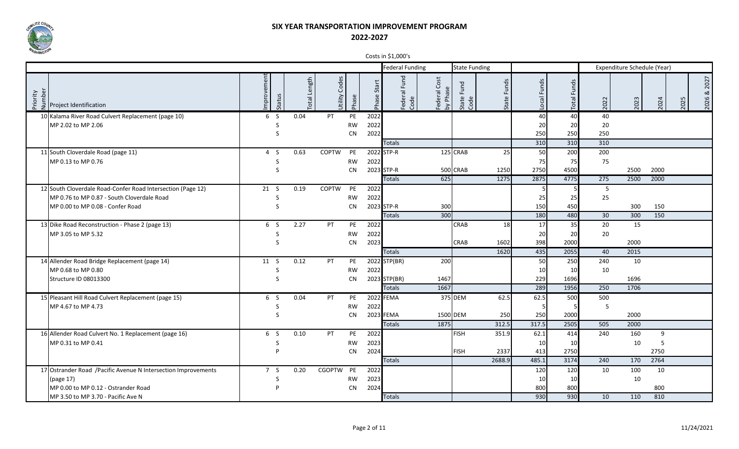# SIX YEAR TRANSPORTATION IMPROVEMENT PROGRAM

## 2022-2027

Costs in $1,000's

| | | | | | | | | Federal Funding | | State Funding | | | | Expenditure Schedule (Year) | | | | |
|---|---|---|---|---|---|---|---|---|---|---|---|---|---|---|---|---|---|---|
| Priority Number | Project Identification | Improvement | Status | Total Length | Utility Codes | Phase | Phase Start | Federal Fund Code | Federal Cost by Phase | State Fund Code | State Funds | Local Funds | Total Funds | 2022 | 2023 | 2024 | 2025 | 2026 & 2027 |
| 10 | Kalama River Road Culvert Replacement (page 10) | 6 | S | 0.04 | PT | PE | 2022 | | | | | 40 | 40 | 40 | | | | |
| | MP 2.02 to MP 2.06 | | S | | | RW | 2022 | | | | | 20 | 20 | 20 | | | | |
| | | | S | | | CN | 2022 | | | | | 250 | 250 | 250 | | | | |
| | | | | | | | | Totals | | | | 310 | 310 | 310 | | | | |
| 11 | South Cloverdale Road (page 11) | 4 | S | 0.63 | COPTW | PE | 2022 | STP-R | 125 | CRAB | 25 | 50 | 200 | 200 | | | | |
| | MP 0.13 to MP 0.76 | | S | | | RW | 2022 | | | | | 75 | 75 | 75 | | | | |
| | | | S | | | CN | 2023 | STP-R | 500 | CRAB | 1250 | 2750 | 4500 | | 2500 | 2000 | | |
| | | | | | | | | Totals | 625 | | 1275 | 2875 | 4775 | 275 | 2500 | 2000 | | |
| 12 | South Cloverdale Road-Confer Road Intersection (Page 12) | 21 | S | 0.19 | COPTW | PE | 2022 | | | | | 5 | 5 | 5 | | | | |
| | MP 0.76 to MP 0.87 - South Cloverdale Road | | S | | | RW | 2022 | | | | | 25 | 25 | 25 | | | | |
| | MP 0.00 to MP 0.08 - Confer Road | | S | | | CN | 2023 | STP-R | 300 | | | 150 | 450 | | 300 | 150 | | |
| | | | | | | | | Totals | 300 | | | 180 | 480 | 30 | 300 | 150 | | |
| 13 | Dike Road Reconstruction - Phase 2 (page 13) | 6 | S | 2.27 | PT | PE | 2022 | | | CRAB | 18 | 17 | 35 | 20 | 15 | | | |
| | MP 3.05 to MP 5.32 | | S | | | RW | 2022 | | | | | 20 | 20 | 20 | | | | |
| | | | S | | | CN | 2023 | | | CRAB | 1602 | 398 | 2000 | | 2000 | | | |
| | | | | | | | | Totals | | | 1620 | 435 | 2055 | 40 | 2015 | | | |
| 14 | Allender Road Bridge Replacement (page 14) | 11 | S | 0.12 | PT | PE | 2022 | STP(BR) | 200 | | | 50 | 250 | 240 | 10 | | | |
| | MP 0.68 to MP 0.80 | | S | | | RW | 2022 | | | | | 10 | 10 | 10 | | | | |
| | Structure ID 08013300 | | S | | | CN | 2023 | STP(BR) | 1467 | | | 229 | 1696 | | 1696 | | | |
| | | | | | | | | Totals | 1667 | | | 289 | 1956 | 250 | 1706 | | | |
| 15 | Pleasant Hill Road Culvert Replacement (page 15) | 6 | S | 0.04 | PT | PE | 2022 | FEMA | 375 | DEM | 62.5 | 62.5 | 500 | 500 | | | | |
| | MP 4.67 to MP 4.73 | | S | | | RW | 2022 | | | | | 5 | 5 | 5 | | | | |
| | | | S | | | CN | 2023 | FEMA | 1500 | DEM | 250 | 250 | 2000 | | 2000 | | | |
| | | | | | | | | Totals | 1875 | | 312.5 | 317.5 | 2505 | 505 | 2000 | | | |
| 16 | Allender Road Culvert No. 1 Replacement (page 16) | 6 | S | 0.10 | PT | PE | 2022 | | | FISH | 351.9 | 62.1 | 414 | 240 | 160 | 9 | | |
| | MP 0.31 to MP 0.41 | | S | | | RW | 2023 | | | | | 10 | 10 | | 10 | 5 | | |
| | | | P | | | CN | 2024 | | | FISH | 2337 | 413 | 2750 | | | 2750 | | |
| | | | | | | | | Totals | | | 2688.9 | 485.1 | 3174 | 240 | 170 | 2764 | | |
| 17 | Ostrander Road /Pacific Avenue N Intersection Improvements (page 17) | 7 | S | 0.20 | CGOPTW | PE | 2022 | | | | | 120 | 120 | 10 | 100 | 10 | | |
| | MP 0.00 to MP 0.12 - Ostrander Road | | S | | | RW | 2023 | | | | | 10 | 10 | | 10 | | | |
| | MP 3.50 to MP 3.70 - Pacific Ave N | | P | | | CN | 2024 | | | | | 800 | 800 | | | 800 | | |
| | | | | | | | | Totals | | | | 930 | 930 | 10 | 110 | 810 | | |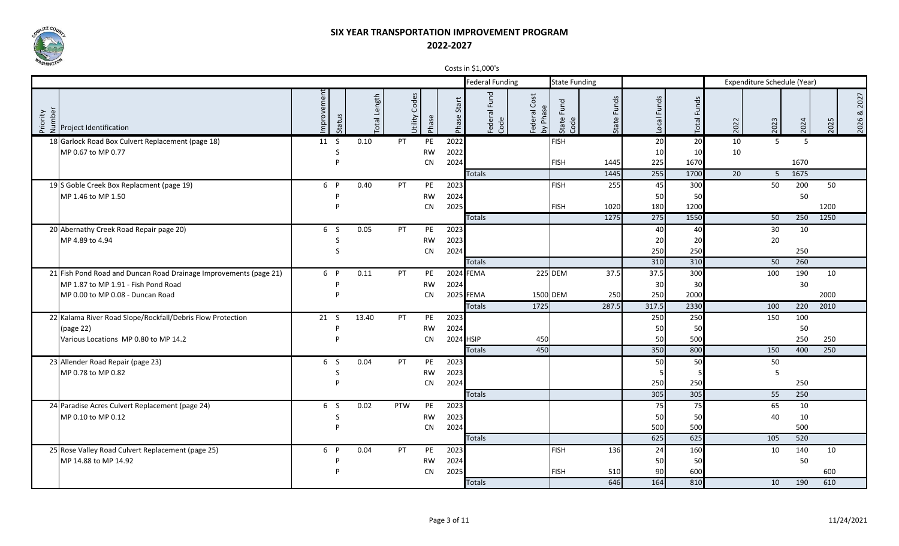# SIX YEAR TRANSPORTATION IMPROVEMENT PROGRAM

## 2022-2027

Costs in $1,000's

| | | | | | | | | Federal Funding | | State Funding | | | | Expenditure Schedule (Year) | | | | |
|---|---|---|---|---|---|---|---|---|---|---|---|---|---|---|---|---|---|---|
| Priority Number | Project Identification | Improvement | Status | Total Length | Utility Codes | Phase | Phase Start | Federal Fund Code | Federal Cost by Phase | State Fund Code | State Funds | Local Funds | Total Funds | 2022 | 2023 | 2024 | 2025 | 2026 & 2027 |
| 18 | Garlock Road Box Culvert Replacement (page 18) | 11 | S | 0.10 | PT | PE | 2022 | | | FISH | | 20 | 20 | 10 | 5 | 5 | | |
| | MP 0.67 to MP 0.77 | | S | | | RW | 2022 | | | | | 10 | 10 | 10 | | | | |
| | | | P | | | CN | 2024 | | | FISH | 1445 | 225 | 1670 | | | 1670 | | |
| | | | | | | | | Totals | | | 1445 | 255 | 1700 | 20 | 5 | 1675 | | |
| 19 | S Goble Creek Box Replacment (page 19) | 6 | P | 0.40 | PT | PE | 2023 | | | FISH | 255 | 45 | 300 | | 50 | 200 | 50 | |
| | MP 1.46 to MP 1.50 | | P | | | RW | 2024 | | | | | 50 | 50 | | | 50 | | |
| | | | P | | | CN | 2025 | | | FISH | 1020 | 180 | 1200 | | | | 1200 | |
| | | | | | | | | Totals | | | 1275 | 275 | 1550 | | 50 | 250 | 1250 | |
| 20 | Abernathy Creek Road Repair page 20) | 6 | S | 0.05 | PT | PE | 2023 | | | | | 40 | 40 | | 30 | 10 | | |
| | MP 4.89 to 4.94 | | S | | | RW | 2023 | | | | | 20 | 20 | | 20 | | | |
| | | | S | | | CN | 2024 | | | | | 250 | 250 | | | 250 | | |
| | | | | | | | | Totals | | | | 310 | 310 | | 50 | 260 | | |
| 21 | Fish Pond Road and Duncan Road Drainage Improvements (page 21) | 6 | P | 0.11 | PT | PE | 2024 | FEMA | 225 | DEM | 37.5 | 37.5 | 300 | | 100 | 190 | 10 | |
| | MP 1.87 to MP 1.91 - Fish Pond Road | | P | | | RW | 2024 | | | | | 30 | 30 | | | 30 | | |
| | MP 0.00 to MP 0.08 - Duncan Road | | P | | | CN | 2025 | FEMA | 1500 | DEM | 250 | 250 | 2000 | | | | 2000 | |
| | | | | | | | | Totals | 1725 | | 287.5 | 317.5 | 2330 | | 100 | 220 | 2010 | |
| 22 | Kalama River Road Slope/Rockfall/Debris Flow Protection | 21 | S | 13.40 | PT | PE | 2023 | | | | | 250 | 250 | | 150 | 100 | | |
| | (page 22) | | P | | | RW | 2024 | | | | | 50 | 50 | | | 50 | | |
| | Various Locations MP 0.80 to MP 14.2 | | P | | | CN | 2024 | HSIP | 450 | | | 50 | 500 | | | 250 | 250 | |
| | | | | | | | | Totals | 450 | | | 350 | 800 | | 150 | 400 | 250 | |
| 23 | Allender Road Repair (page 23) | 6 | S | 0.04 | PT | PE | 2023 | | | | | 50 | 50 | | 50 | | | |
| | MP 0.78 to MP 0.82 | | S | | | RW | 2023 | | | | | 5 | 5 | | 5 | | | |
| | | | P | | | CN | 2024 | | | | | 250 | 250 | | | 250 | | |
| | | | | | | | | Totals | | | | 305 | 305 | | 55 | 250 | | |
| 24 | Paradise Acres Culvert Replacement (page 24) | 6 | S | 0.02 | PTW | PE | 2023 | | | | | 75 | 75 | | 65 | 10 | | |
| | MP 0.10 to MP 0.12 | | S | | | RW | 2023 | | | | | 50 | 50 | | 40 | 10 | | |
| | | | P | | | CN | 2024 | | | | | 500 | 500 | | | 500 | | |
| | | | | | | | | Totals | | | | 625 | 625 | | 105 | 520 | | |
| 25 | Rose Valley Road Culvert Replacement (page 25) | 6 | P | 0.04 | PT | PE | 2023 | | | FISH | 136 | 24 | 160 | | 10 | 140 | 10 | |
| | MP 14.88 to MP 14.92 | | P | | | RW | 2024 | | | | | 50 | 50 | | | 50 | | |
| | | | P | | | CN | 2025 | | | FISH | 510 | 90 | 600 | | | | 600 | |
| | | | | | | | | Totals | | | 646 | 164 | 810 | | 10 | 190 | 610 | |

11/24/2021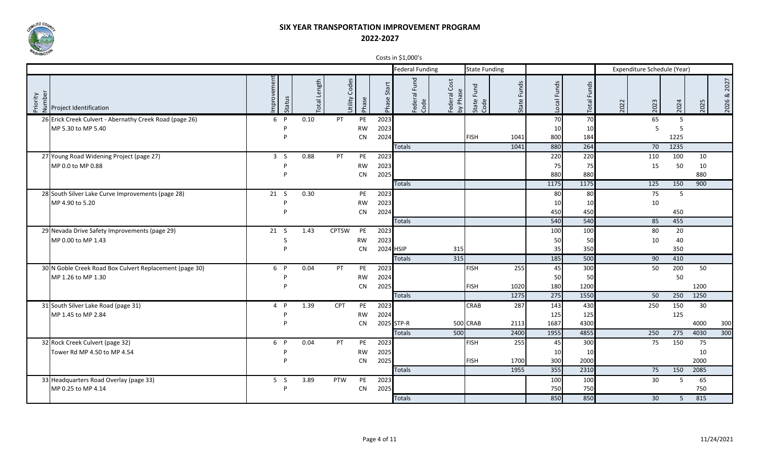# SIX YEAR TRANSPORTATION IMPROVEMENT PROGRAM

## 2022-2027

Costs in $1,000's

| | | | | | | | | Federal Funding | | State Funding | | | | Expenditure Schedule (Year) | | | | |
|---|---|---|---|---|---|---|---|---|---|---|---|---|---|---|---|---|---|---|
| Priority Number | Project Identification | Improvement | Status | Total Length | Utility Codes | Phase | Phase Start | Federal Fund Code | Federal Cost by Phase | State Fund Code | State Funds | Local Funds | Total Funds | 2022 | 2023 | 2024 | 2025 | 2026 & 2027 |
| 26 | Erick Creek Culvert - Abernathy Creek Road (page 26) | 6 | P | 0.10 | PT | PE | 2023 | | | | | 70 | 70 | | 65 | 5 | | |
| | MP 5.30 to MP 5.40 | | P | | | RW | 2023 | | | | | 10 | 10 | | 5 | 5 | | |
| | | | P | | | CN | 2024 | | | FISH | 1041 | 800 | 184 | | | 1225 | | |
| | | | | | | | | Totals | | | 1041 | 880 | 264 | | 70 | 1235 | | |
| 27 | Young Road Widening Project (page 27) | 3 | S | 0.88 | PT | PE | 2023 | | | | | 220 | 220 | | 110 | 100 | 10 | |
| | MP 0.0 to MP 0.88 | | P | | | RW | 2023 | | | | | 75 | 75 | | 15 | 50 | 10 | |
| | | | P | | | CN | 2025 | | | | | 880 | 880 | | | | 880 | |
| | | | | | | | | Totals | | | | 1175 | 1175 | | 125 | 150 | 900 | |
| 28 | South Silver Lake Curve Improvements (page 28) | 21 | S | 0.30 | | PE | 2023 | | | | | 80 | 80 | | 75 | 5 | | |
| | MP 4.90 to 5.20 | | P | | | RW | 2023 | | | | | 10 | 10 | | 10 | | | |
| | | | P | | | CN | 2024 | | | | | 450 | 450 | | | 450 | | |
| | | | | | | | | Totals | | | | 540 | 540 | | 85 | 455 | | |
| 29 | Nevada Drive Safety Improvements (page 29) | 21 | S | 1.43 | CPTSW | PE | 2023 | | | | | 100 | 100 | | 80 | 20 | | |
| | MP 0.00 to MP 1.43 | | S | | | RW | 2023 | | | | | 50 | 50 | | 10 | 40 | | |
| | | | P | | | CN | 2024 | HSIP | 315 | | | 35 | 350 | | | 350 | | |
| | | | | | | | | Totals | 315 | | | 185 | 500 | | 90 | 410 | | |
| 30 | N Goble Creek Road Box Culvert Replacement (page 30) | 6 | P | 0.04 | PT | PE | 2023 | | | FISH | 255 | 45 | 300 | | 50 | 200 | 50 | |
| | MP 1.26 to MP 1.30 | | P | | | RW | 2024 | | | | | 50 | 50 | | | 50 | | |
| | | | P | | | CN | 2025 | | | FISH | 1020 | 180 | 1200 | | | | 1200 | |
| | | | | | | | | Totals | | | 1275 | 275 | 1550 | | 50 | 250 | 1250 | |
| 31 | South Silver Lake Road (page 31) | 4 | P | 1.39 | CPT | PE | 2023 | | | CRAB | 287 | 143 | 430 | | 250 | 150 | 30 | |
| | MP 1.45 to MP 2.84 | | P | | | RW | 2024 | | | | | 125 | 125 | | | 125 | | |
| | | | P | | | CN | 2025 | STP-R | 500 | CRAB | 2113 | 1687 | 4300 | | | | 4000 | 300 |
| | | | | | | | | Totals | 500 | | 2400 | 1955 | 4855 | | 250 | 275 | 4030 | 300 |
| 32 | Rock Creek Culvert (page 32) | 6 | P | 0.04 | PT | PE | 2023 | | | FISH | 255 | 45 | 300 | | 75 | 150 | 75 | |
| | Tower Rd MP 4.50 to MP 4.54 | | P | | | RW | 2025 | | | | | 10 | 10 | | | | 10 | |
| | | | P | | | CN | 2025 | | | FISH | 1700 | 300 | 2000 | | | | 2000 | |
| | | | | | | | | Totals | | | 1955 | 355 | 2310 | | 75 | 150 | 2085 | |
| 33 | Headquarters Road Overlay (page 33) | 5 | S | 3.89 | PTW | PE | 2023 | | | | | 100 | 100 | | 30 | 5 | 65 | |
| | MP 0.25 to MP 4.14 | | P | | | CN | 2025 | | | | | 750 | 750 | | | | 750 | |
| | | | | | | | | Totals | | | | 850 | 850 | | 30 | 5 | 815 | |

11/24/2021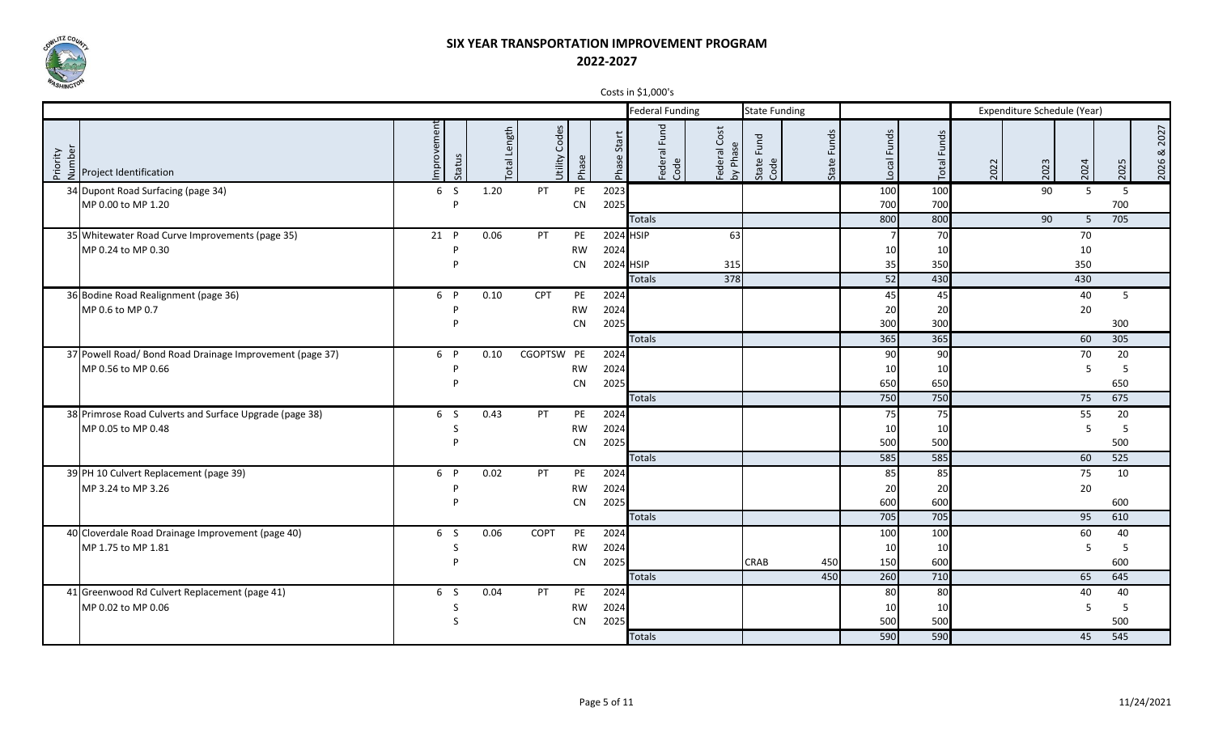# SIX YEAR TRANSPORTATION IMPROVEMENT PROGRAM

## 2022-2027

Costs in $1,000's

| Priority Number | Project Identification | Improvement | Status | Total Length | Utility Codes | Phase | Phase Start | Federal Funding: Federal Fund Code | Federal Funding: Federal Cost by Phase | State Funding: State Fund Code | State Funding: State Funds | Local Funds | Total Funds | Expenditure Schedule (Year): 2022 | 2023 | 2024 | 2025 | 2026 & 2027 |
|---|---|---|---|---|---|---|---|---|---|---|---|---|---|---|---|---|---|---|
| 34 | Dupont Road Surfacing (page 34) | 6 | S | 1.20 | PT | PE | 2023 | | | | | 100 | 100 | | 90 | 5 | 5 | |
| | MP 0.00 to MP 1.20 | | P | | | CN | 2025 | | | | | 700 | 700 | | | | 700 | |
| | | | | | | | | Totals | | | | 800 | 800 | | 90 | 5 | 705 | |
| 35 | Whitewater Road Curve Improvements (page 35) | 21 | P | 0.06 | PT | PE | 2024 | HSIP | 63 | | | 7 | 70 | | | 70 | | |
| | MP 0.24 to MP 0.30 | | P | | | RW | 2024 | | | | | 10 | 10 | | | 10 | | |
| | | | P | | | CN | 2024 | HSIP | 315 | | | 35 | 350 | | | 350 | | |
| | | | | | | | | Totals | 378 | | | 52 | 430 | | | 430 | | |
| 36 | Bodine Road Realignment (page 36) | 6 | P | 0.10 | CPT | PE | 2024 | | | | | 45 | 45 | | | 40 | 5 | |
| | MP 0.6 to MP 0.7 | | P | | | RW | 2024 | | | | | 20 | 20 | | | 20 | | |
| | | | P | | | CN | 2025 | | | | | 300 | 300 | | | | 300 | |
| | | | | | | | | Totals | | | | 365 | 365 | | | 60 | 305 | |
| 37 | Powell Road/ Bond Road Drainage Improvement (page 37) | 6 | P | 0.10 | CGOPTSW | PE | 2024 | | | | | 90 | 90 | | | 70 | 20 | |
| | MP 0.56 to MP 0.66 | | P | | | RW | 2024 | | | | | 10 | 10 | | | 5 | 5 | |
| | | | P | | | CN | 2025 | | | | | 650 | 650 | | | | 650 | |
| | | | | | | | | Totals | | | | 750 | 750 | | | 75 | 675 | |
| 38 | Primrose Road Culverts and Surface Upgrade (page 38) | 6 | S | 0.43 | PT | PE | 2024 | | | | | 75 | 75 | | | 55 | 20 | |
| | MP 0.05 to MP 0.48 | | S | | | RW | 2024 | | | | | 10 | 10 | | | 5 | 5 | |
| | | | P | | | CN | 2025 | | | | | 500 | 500 | | | | 500 | |
| | | | | | | | | Totals | | | | 585 | 585 | | | 60 | 525 | |
| 39 | PH 10 Culvert Replacement (page 39) | 6 | P | 0.02 | PT | PE | 2024 | | | | | 85 | 85 | | | 75 | 10 | |
| | MP 3.24 to MP 3.26 | | P | | | RW | 2024 | | | | | 20 | 20 | | | 20 | | |
| | | | P | | | CN | 2025 | | | | | 600 | 600 | | | | 600 | |
| | | | | | | | | Totals | | | | 705 | 705 | | | 95 | 610 | |
| 40 | Cloverdale Road Drainage Improvement (page 40) | 6 | S | 0.06 | COPT | PE | 2024 | | | | | 100 | 100 | | | 60 | 40 | |
| | MP 1.75 to MP 1.81 | | S | | | RW | 2024 | | | | | 10 | 10 | | | 5 | 5 | |
| | | | P | | | CN | 2025 | | | CRAB | 450 | 150 | 600 | | | | 600 | |
| | | | | | | | | Totals | | | 450 | 260 | 710 | | | 65 | 645 | |
| 41 | Greenwood Rd Culvert Replacement (page 41) | 6 | S | 0.04 | PT | PE | 2024 | | | | | 80 | 80 | | | 40 | 40 | |
| | MP 0.02 to MP 0.06 | | S | | | RW | 2024 | | | | | 10 | 10 | | | 5 | 5 | |
| | | | S | | | CN | 2025 | | | | | 500 | 500 | | | | 500 | |
| | | | | | | | | Totals | | | | 590 | 590 | | | 45 | 545 | |

11/24/2021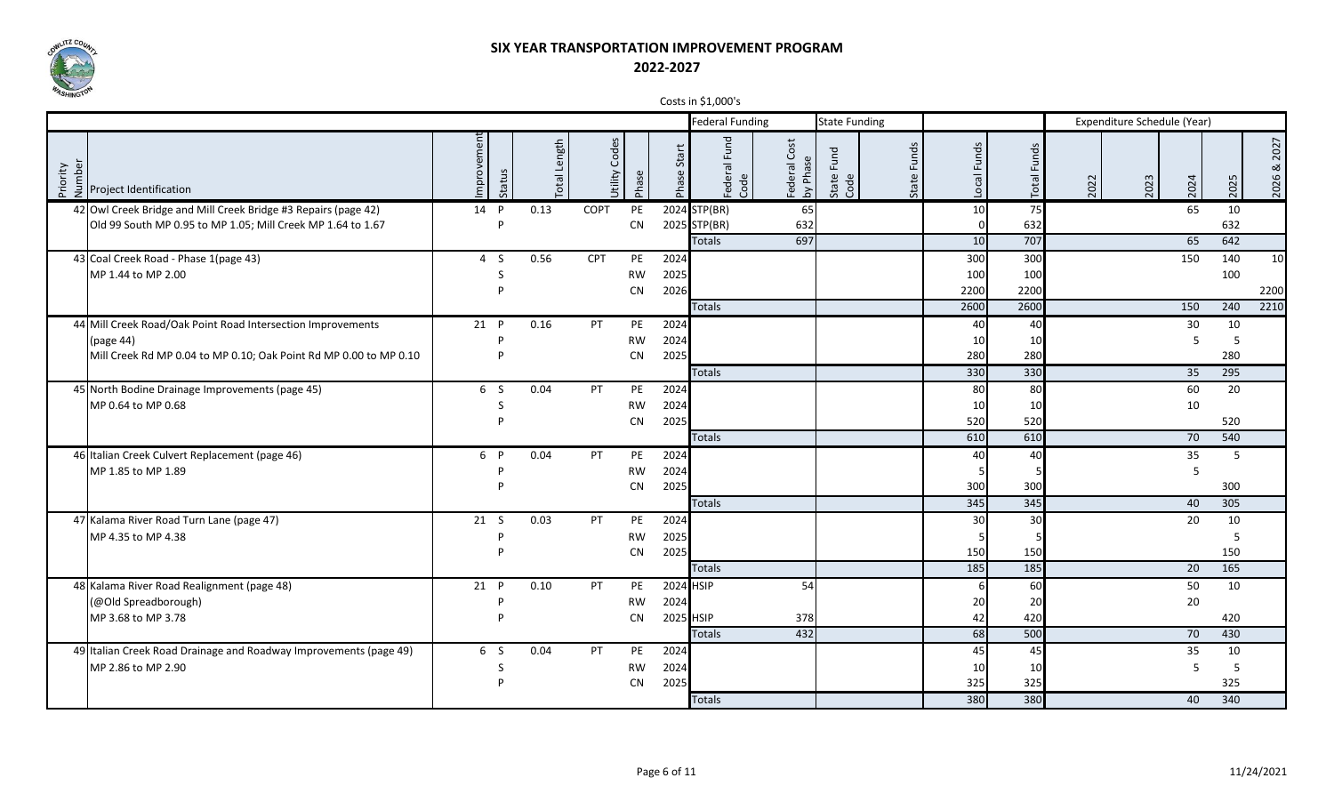# SIX YEAR TRANSPORTATION IMPROVEMENT PROGRAM

## 2022-2027

Costs in $1,000's

| | | | | | | | | Federal Funding | | State Funding | | | | Expenditure Schedule (Year) | | | | |
|---|---|---|---|---|---|---|---|---|---|---|---|---|---|---|---|---|---|---|
| Priority Number | Project Identification | Improvement | Status | Total Length | Utility Codes | Phase | Phase Start | Federal Fund Code | Federal Cost by Phase | State Fund Code | State Funds | Local Funds | Total Funds | 2022 | 2023 | 2024 | 2025 | 2026 & 2027 |
| 42 | Owl Creek Bridge and Mill Creek Bridge #3 Repairs (page 42) | 14 | P | 0.13 | COPT | PE | 2024 | STP(BR) | 65 | | | 10 | 75 | | | 65 | 10 | |
| | Old 99 South MP 0.95 to MP 1.05; Mill Creek MP 1.64 to 1.67 | | P | | | CN | 2025 | STP(BR) | 632 | | | 0 | 632 | | | | 632 | |
| | | | | | | | | Totals | 697 | | | 10 | 707 | | | 65 | 642 | |
| 43 | Coal Creek Road - Phase 1(page 43) | 4 | S | 0.56 | CPT | PE | 2024 | | | | | 300 | 300 | | | 150 | 140 | 10 |
| | MP 1.44 to MP 2.00 | | S | | | RW | 2025 | | | | | 100 | 100 | | | | 100 | |
| | | | P | | | CN | 2026 | | | | | 2200 | 2200 | | | | | 2200 |
| | | | | | | | | Totals | | | | 2600 | 2600 | | | 150 | 240 | 2210 |
| 44 | Mill Creek Road/Oak Point Road Intersection Improvements | 21 | P | 0.16 | PT | PE | 2024 | | | | | 40 | 40 | | | 30 | 10 | |
| | (page 44) | | P | | | RW | 2024 | | | | | 10 | 10 | | | 5 | 5 | |
| | Mill Creek Rd MP 0.04 to MP 0.10; Oak Point Rd MP 0.00 to MP 0.10 | | P | | | CN | 2025 | | | | | 280 | 280 | | | | 280 | |
| | | | | | | | | Totals | | | | 330 | 330 | | | 35 | 295 | |
| 45 | North Bodine Drainage Improvements (page 45) | 6 | S | 0.04 | PT | PE | 2024 | | | | | 80 | 80 | | | 60 | 20 | |
| | MP 0.64 to MP 0.68 | | S | | | RW | 2024 | | | | | 10 | 10 | | | 10 | | |
| | | | P | | | CN | 2025 | | | | | 520 | 520 | | | | 520 | |
| | | | | | | | | Totals | | | | 610 | 610 | | | 70 | 540 | |
| 46 | Italian Creek Culvert Replacement (page 46) | 6 | P | 0.04 | PT | PE | 2024 | | | | | 40 | 40 | | | 35 | 5 | |
| | MP 1.85 to MP 1.89 | | P | | | RW | 2024 | | | | | 5 | 5 | | | 5 | | |
| | | | P | | | CN | 2025 | | | | | 300 | 300 | | | | 300 | |
| | | | | | | | | Totals | | | | 345 | 345 | | | 40 | 305 | |
| 47 | Kalama River Road Turn Lane (page 47) | 21 | S | 0.03 | PT | PE | 2024 | | | | | 30 | 30 | | | 20 | 10 | |
| | MP 4.35 to MP 4.38 | | P | | | RW | 2025 | | | | | 5 | 5 | | | | 5 | |
| | | | P | | | CN | 2025 | | | | | 150 | 150 | | | | 150 | |
| | | | | | | | | Totals | | | | 185 | 185 | | | 20 | 165 | |
| 48 | Kalama River Road Realignment (page 48) | 21 | P | 0.10 | PT | PE | 2024 | HSIP | 54 | | | 6 | 60 | | | 50 | 10 | |
| | (@Old Spreadborough) | | P | | | RW | 2024 | | | | | 20 | 20 | | | 20 | | |
| | MP 3.68 to MP 3.78 | | P | | | CN | 2025 | HSIP | 378 | | | 42 | 420 | | | | 420 | |
| | | | | | | | | Totals | 432 | | | 68 | 500 | | | 70 | 430 | |
| 49 | Italian Creek Road Drainage and Roadway Improvements (page 49) | 6 | S | 0.04 | PT | PE | 2024 | | | | | 45 | 45 | | | 35 | 10 | |
| | MP 2.86 to MP 2.90 | | S | | | RW | 2024 | | | | | 10 | 10 | | | 5 | 5 | |
| | | | P | | | CN | 2025 | | | | | 325 | 325 | | | | 325 | |
| | | | | | | | | Totals | | | | 380 | 380 | | | 40 | 340 | |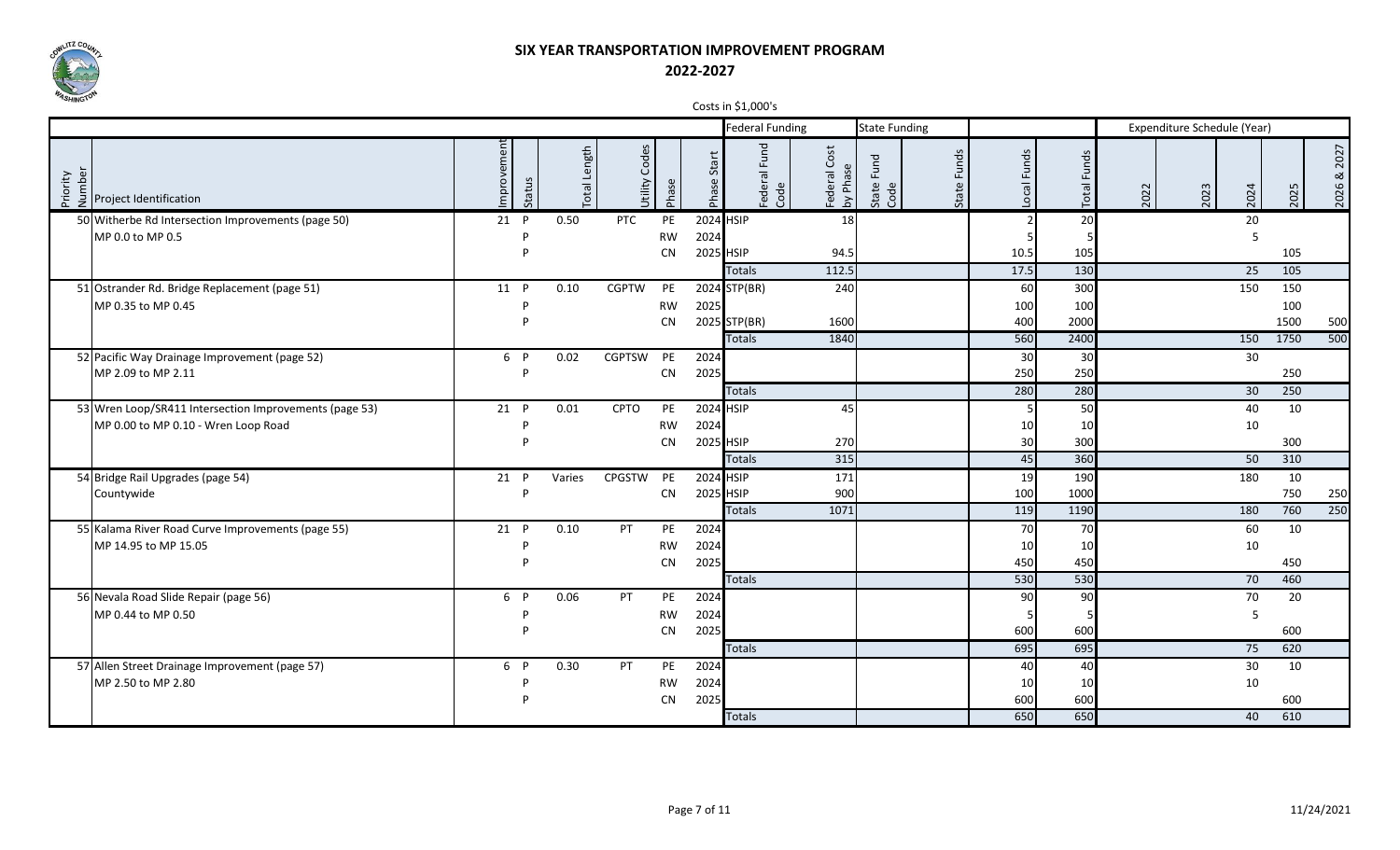# SIX YEAR TRANSPORTATION IMPROVEMENT PROGRAM

## 2022-2027

Costs in $1,000's

| | | | | | | | | Federal Funding | | State Funding | | | | Expenditure Schedule (Year) | | | | |
|---|---|---|---|---|---|---|---|---|---|---|---|---|---|---|---|---|---|---|
| Priority Number | Project Identification | Improvement | Status | Total Length | Utility Codes | Phase | Phase Start | Federal Fund Code | Federal Cost by Phase | State Fund Code | State Funds | Local Funds | Total Funds | 2022 | 2023 | 2024 | 2025 | 2026 & 2027 |
| 50 | Witherbe Rd Intersection Improvements (page 50) | 21 | P | 0.50 | PTC | PE | 2024 | HSIP | 18 | | | 2 | 20 | | | 20 | | |
| | MP 0.0 to MP 0.5 | | P | | | RW | 2024 | | | | | 5 | 5 | | | 5 | | |
| | | | P | | | CN | 2025 | HSIP | 94.5 | | | 10.5 | 105 | | | | 105 | |
| | | | | | | | | Totals | 112.5 | | | 17.5 | 130 | | | 25 | 105 | |
| 51 | Ostrander Rd. Bridge Replacement (page 51) | 11 | P | 0.10 | CGPTW | PE | 2024 | STP(BR) | 240 | | | 60 | 300 | | | 150 | 150 | |
| | MP 0.35 to MP 0.45 | | P | | | RW | 2025 | | | | | 100 | 100 | | | | 100 | |
| | | | P | | | CN | 2025 | STP(BR) | 1600 | | | 400 | 2000 | | | | 1500 | 500 |
| | | | | | | | | Totals | 1840 | | | 560 | 2400 | | | 150 | 1750 | 500 |
| 52 | Pacific Way Drainage Improvement (page 52) | 6 | P | 0.02 | CGPTSW | PE | 2024 | | | | | 30 | 30 | | | 30 | | |
| | MP 2.09 to MP 2.11 | | P | | | CN | 2025 | | | | | 250 | 250 | | | | 250 | |
| | | | | | | | | Totals | | | | 280 | 280 | | | 30 | 250 | |
| 53 | Wren Loop/SR411 Intersection Improvements (page 53) | 21 | P | 0.01 | CPTO | PE | 2024 | HSIP | 45 | | | 5 | 50 | | | 40 | 10 | |
| | MP 0.00 to MP 0.10 - Wren Loop Road | | P | | | RW | 2024 | | | | | 10 | 10 | | | 10 | | |
| | | | P | | | CN | 2025 | HSIP | 270 | | | 30 | 300 | | | | 300 | |
| | | | | | | | | Totals | 315 | | | 45 | 360 | | | 50 | 310 | |
| 54 | Bridge Rail Upgrades (page 54) | 21 | P | Varies | CPGSTW | PE | 2024 | HSIP | 171 | | | 19 | 190 | | | 180 | 10 | |
| | Countywide | | P | | | CN | 2025 | HSIP | 900 | | | 100 | 1000 | | | | 750 | 250 |
| | | | | | | | | Totals | 1071 | | | 119 | 1190 | | | 180 | 760 | 250 |
| 55 | Kalama River Road Curve Improvements (page 55) | 21 | P | 0.10 | PT | PE | 2024 | | | | | 70 | 70 | | | 60 | 10 | |
| | MP 14.95 to MP 15.05 | | P | | | RW | 2024 | | | | | 10 | 10 | | | 10 | | |
| | | | P | | | CN | 2025 | | | | | 450 | 450 | | | | 450 | |
| | | | | | | | | Totals | | | | 530 | 530 | | | 70 | 460 | |
| 56 | Nevala Road Slide Repair (page 56) | 6 | P | 0.06 | PT | PE | 2024 | | | | | 90 | 90 | | | 70 | 20 | |
| | MP 0.44 to MP 0.50 | | P | | | RW | 2024 | | | | | 5 | 5 | | | 5 | | |
| | | | P | | | CN | 2025 | | | | | 600 | 600 | | | | 600 | |
| | | | | | | | | Totals | | | | 695 | 695 | | | 75 | 620 | |
| 57 | Allen Street Drainage Improvement (page 57) | 6 | P | 0.30 | PT | PE | 2024 | | | | | 40 | 40 | | | 30 | 10 | |
| | MP 2.50 to MP 2.80 | | P | | | RW | 2024 | | | | | 10 | 10 | | | 10 | | |
| | | | P | | | CN | 2025 | | | | | 600 | 600 | | | | 600 | |
| | | | | | | | | Totals | | | | 650 | 650 | | | 40 | 610 | |

11/24/2021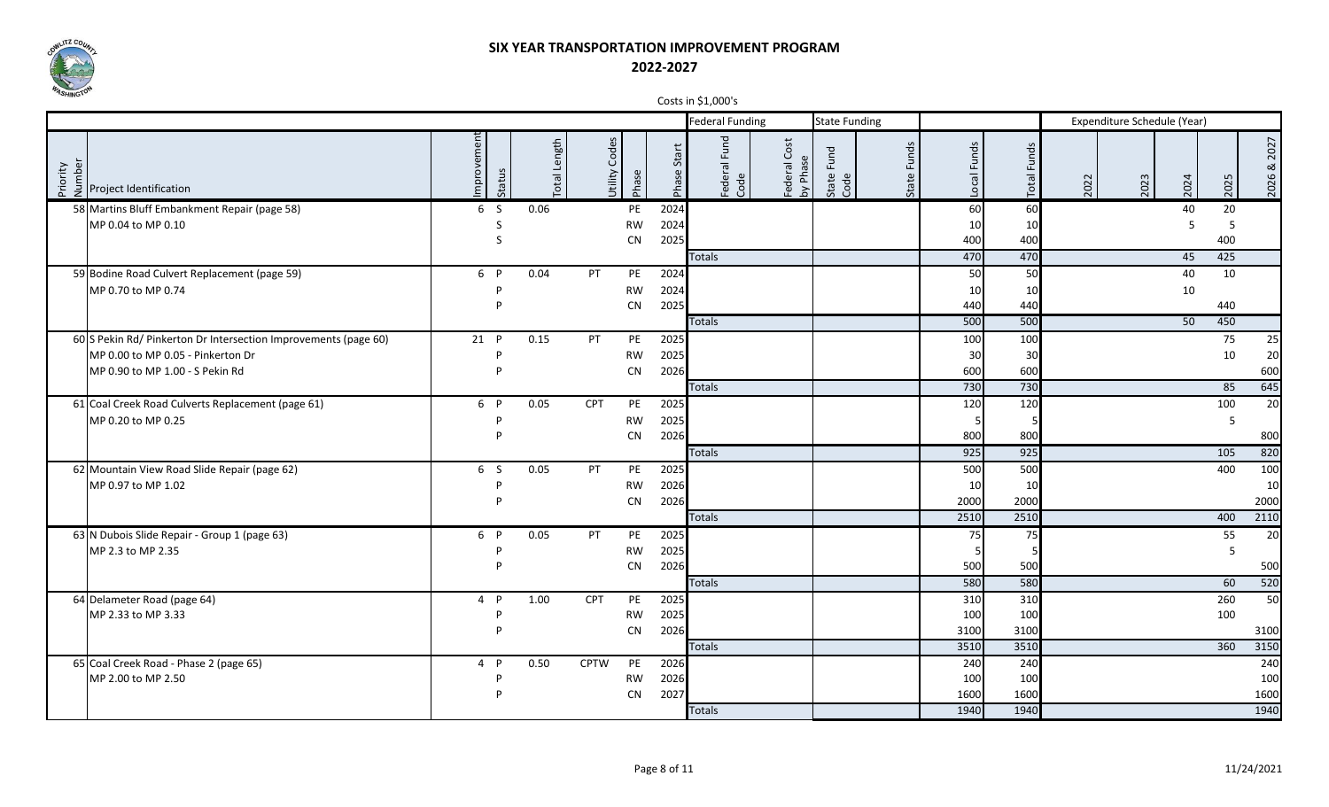# SIX YEAR TRANSPORTATION IMPROVEMENT PROGRAM

## 2022-2027

Costs in $1,000's

| Priority Number | Project Identification | Improvement | Status | Total Length | Utility Codes | Phase | Phase Start | Federal Funding: Federal Fund Code | Federal Funding: Federal Cost by Phase | State Funding: State Fund Code | State Funding: State Funds | Local Funds | Total Funds | Expenditure Schedule (Year): 2022 | 2023 | 2024 | 2025 | 2026 & 2027 |
|---|---|---|---|---|---|---|---|---|---|---|---|---|---|---|---|---|---|---|
| 58 | Martins Bluff Embankment Repair (page 58) | 6 | S | 0.06 | | PE | 2024 | | | | | 60 | 60 | | | 40 | 20 | |
| | MP 0.04 to MP 0.10 | | S | | | RW | 2024 | | | | | 10 | 10 | | | 5 | 5 | |
| | | | S | | | CN | 2025 | | | | | 400 | 400 | | | | 400 | |
| | | | | | | | | Totals | | | | 470 | 470 | | | 45 | 425 | |
| 59 | Bodine Road Culvert Replacement (page 59) | 6 | P | 0.04 | PT | PE | 2024 | | | | | 50 | 50 | | | 40 | 10 | |
| | MP 0.70 to MP 0.74 | | P | | | RW | 2024 | | | | | 10 | 10 | | | 10 | | |
| | | | P | | | CN | 2025 | | | | | 440 | 440 | | | | 440 | |
| | | | | | | | | Totals | | | | 500 | 500 | | | 50 | 450 | |
| 60 | S Pekin Rd/ Pinkerton Dr Intersection Improvements (page 60) | 21 | P | 0.15 | PT | PE | 2025 | | | | | 100 | 100 | | | | 75 | 25 |
| | MP 0.00 to MP 0.05 - Pinkerton Dr | | P | | | RW | 2025 | | | | | 30 | 30 | | | | 10 | 20 |
| | MP 0.90 to MP 1.00 - S Pekin Rd | | P | | | CN | 2026 | | | | | 600 | 600 | | | | | 600 |
| | | | | | | | | Totals | | | | 730 | 730 | | | | 85 | 645 |
| 61 | Coal Creek Road Culverts Replacement (page 61) | 6 | P | 0.05 | CPT | PE | 2025 | | | | | 120 | 120 | | | | 100 | 20 |
| | MP 0.20 to MP 0.25 | | P | | | RW | 2025 | | | | | 5 | 5 | | | | 5 | |
| | | | P | | | CN | 2026 | | | | | 800 | 800 | | | | | 800 |
| | | | | | | | | Totals | | | | 925 | 925 | | | | 105 | 820 |
| 62 | Mountain View Road Slide Repair (page 62) | 6 | S | 0.05 | PT | PE | 2025 | | | | | 500 | 500 | | | | 400 | 100 |
| | MP 0.97 to MP 1.02 | | P | | | RW | 2026 | | | | | 10 | 10 | | | | | 10 |
| | | | P | | | CN | 2026 | | | | | 2000 | 2000 | | | | | 2000 |
| | | | | | | | | Totals | | | | 2510 | 2510 | | | | 400 | 2110 |
| 63 | N Dubois Slide Repair - Group 1 (page 63) | 6 | P | 0.05 | PT | PE | 2025 | | | | | 75 | 75 | | | | 55 | 20 |
| | MP 2.3 to MP 2.35 | | P | | | RW | 2025 | | | | | 5 | 5 | | | | 5 | |
| | | | P | | | CN | 2026 | | | | | 500 | 500 | | | | | 500 |
| | | | | | | | | Totals | | | | 580 | 580 | | | | 60 | 520 |
| 64 | Delameter Road (page 64) | 4 | P | 1.00 | CPT | PE | 2025 | | | | | 310 | 310 | | | | 260 | 50 |
| | MP 2.33 to MP 3.33 | | P | | | RW | 2025 | | | | | 100 | 100 | | | | 100 | |
| | | | P | | | CN | 2026 | | | | | 3100 | 3100 | | | | | 3100 |
| | | | | | | | | Totals | | | | 3510 | 3510 | | | | 360 | 3150 |
| 65 | Coal Creek Road - Phase 2 (page 65) | 4 | P | 0.50 | CPTW | PE | 2026 | | | | | 240 | 240 | | | | | 240 |
| | MP 2.00 to MP 2.50 | | P | | | RW | 2026 | | | | | 100 | 100 | | | | | 100 |
| | | | P | | | CN | 2027 | | | | | 1600 | 1600 | | | | | 1600 |
| | | | | | | | | Totals | | | | 1940 | 1940 | | | | | 1940 |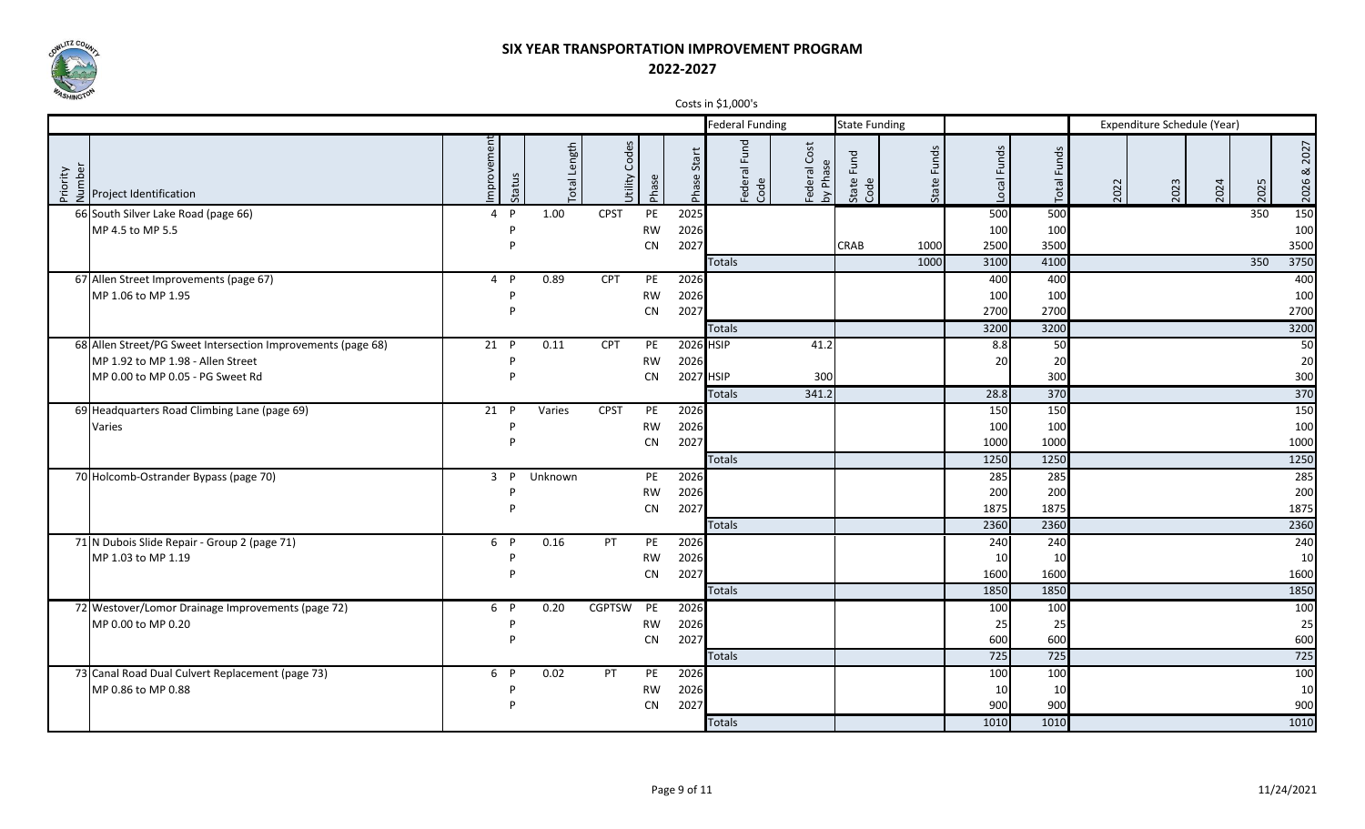# SIX YEAR TRANSPORTATION IMPROVEMENT PROGRAM

## 2022-2027

Costs in $1,000's

| | | | | | | | | Federal Funding | | State Funding | | | | Expenditure Schedule (Year) | | | | |
|---|---|---|---|---|---|---|---|---|---|---|---|---|---|---|---|---|---|---|
| Priority Number | Project Identification | Improvement | Status | Total Length | Utility Codes | Phase | Phase Start | Federal Fund Code | Federal Cost by Phase | State Fund Code | State Funds | Local Funds | Total Funds | 2022 | 2023 | 2024 | 2025 | 2026 & 2027 |
| 66 | South Silver Lake Road (page 66) | 4 | P | 1.00 | CPST | PE | 2025 | | | | | 500 | 500 | | | | 350 | 150 |
| | MP 4.5 to MP 5.5 | | P | | | RW | 2026 | | | | | 100 | 100 | | | | | 100 |
| | | | P | | | CN | 2027 | | | CRAB | 1000 | 2500 | 3500 | | | | | 3500 |
| | | | | | | | | Totals | | | 1000 | 3100 | 4100 | | | | 350 | 3750 |
| 67 | Allen Street Improvements (page 67) | 4 | P | 0.89 | CPT | PE | 2026 | | | | | 400 | 400 | | | | | 400 |
| | MP 1.06 to MP 1.95 | | P | | | RW | 2026 | | | | | 100 | 100 | | | | | 100 |
| | | | P | | | CN | 2027 | | | | | 2700 | 2700 | | | | | 2700 |
| | | | | | | | | Totals | | | | 3200 | 3200 | | | | | 3200 |
| 68 | Allen Street/PG Sweet Intersection Improvements (page 68) | 21 | P | 0.11 | CPT | PE | 2026 | HSIP | 41.2 | | | 8.8 | 50 | | | | | 50 |
| | MP 1.92 to MP 1.98 - Allen Street | | P | | | RW | 2026 | | | | | 20 | 20 | | | | | 20 |
| | MP 0.00 to MP 0.05 - PG Sweet Rd | | P | | | CN | 2027 | HSIP | 300 | | | | 300 | | | | | 300 |
| | | | | | | | | Totals | 341.2 | | | 28.8 | 370 | | | | | 370 |
| 69 | Headquarters Road Climbing Lane (page 69) | 21 | P | Varies | CPST | PE | 2026 | | | | | 150 | 150 | | | | | 150 |
| | Varies | | P | | | RW | 2026 | | | | | 100 | 100 | | | | | 100 |
| | | | P | | | CN | 2027 | | | | | 1000 | 1000 | | | | | 1000 |
| | | | | | | | | Totals | | | | 1250 | 1250 | | | | | 1250 |
| 70 | Holcomb-Ostrander Bypass (page 70) | 3 | P | Unknown | | PE | 2026 | | | | | 285 | 285 | | | | | 285 |
| | | | P | | | RW | 2026 | | | | | 200 | 200 | | | | | 200 |
| | | | P | | | CN | 2027 | | | | | 1875 | 1875 | | | | | 1875 |
| | | | | | | | | Totals | | | | 2360 | 2360 | | | | | 2360 |
| 71 | N Dubois Slide Repair - Group 2 (page 71) | 6 | P | 0.16 | PT | PE | 2026 | | | | | 240 | 240 | | | | | 240 |
| | MP 1.03 to MP 1.19 | | P | | | RW | 2026 | | | | | 10 | 10 | | | | | 10 |
| | | | P | | | CN | 2027 | | | | | 1600 | 1600 | | | | | 1600 |
| | | | | | | | | Totals | | | | 1850 | 1850 | | | | | 1850 |
| 72 | Westover/Lomor Drainage Improvements (page 72) | 6 | P | 0.20 | CGPTSW | PE | 2026 | | | | | 100 | 100 | | | | | 100 |
| | MP 0.00 to MP 0.20 | | P | | | RW | 2026 | | | | | 25 | 25 | | | | | 25 |
| | | | P | | | CN | 2027 | | | | | 600 | 600 | | | | | 600 |
| | | | | | | | | Totals | | | | 725 | 725 | | | | | 725 |
| 73 | Canal Road Dual Culvert Replacement (page 73) | 6 | P | 0.02 | PT | PE | 2026 | | | | | 100 | 100 | | | | | 100 |
| | MP 0.86 to MP 0.88 | | P | | | RW | 2026 | | | | | 10 | 10 | | | | | 10 |
| | | | P | | | CN | 2027 | | | | | 900 | 900 | | | | | 900 |
| | | | | | | | | Totals | | | | 1010 | 1010 | | | | | 1010 |

11/24/2021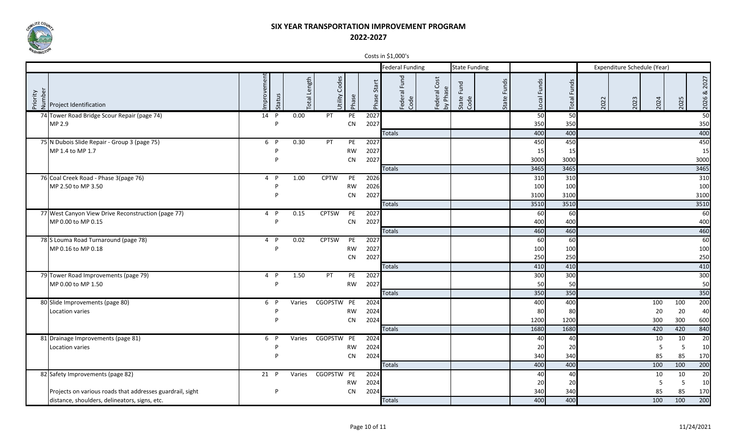# SIX YEAR TRANSPORTATION IMPROVEMENT PROGRAM

## 2022-2027

Costs in $1,000's

| Priority Number | Project Identification | Improvement | Status | Total Length | Utility Codes | Phase | Phase Start | Federal Funding: Federal Fund Code | Federal Funding: Federal Cost by Phase | State Funding: State Fund Code | State Funding: State Funds | Local Funds | Total Funds | Expenditure Schedule (Year): 2022 | 2023 | 2024 | 2025 | 2026 & 2027 |
|---|---|---|---|---|---|---|---|---|---|---|---|---|---|---|---|---|---|---|
| 74 | Tower Road Bridge Scour Repair (page 74) | 14 | P | 0.00 | PT | PE | 2027 | | | | | 50 | 50 | | | | | 50 |
| | MP 2.9 | | P | | | CN | 2027 | | | | | 350 | 350 | | | | | 350 |
| | | | | | | | | Totals | | | | 400 | 400 | | | | | 400 |
| 75 | N Dubois Slide Repair - Group 3 (page 75) | 6 | P | 0.30 | PT | PE | 2027 | | | | | 450 | 450 | | | | | 450 |
| | MP 1.4 to MP 1.7 | | P | | | RW | 2027 | | | | | 15 | 15 | | | | | 15 |
| | | | P | | | CN | 2027 | | | | | 3000 | 3000 | | | | | 3000 |
| | | | | | | | | Totals | | | | 3465 | 3465 | | | | | 3465 |
| 76 | Coal Creek Road - Phase 3(page 76) | 4 | P | 1.00 | CPTW | PE | 2026 | | | | | 310 | 310 | | | | | 310 |
| | MP 2.50 to MP 3.50 | | P | | | RW | 2026 | | | | | 100 | 100 | | | | | 100 |
| | | | P | | | CN | 2027 | | | | | 3100 | 3100 | | | | | 3100 |
| | | | | | | | | Totals | | | | 3510 | 3510 | | | | | 3510 |
| 77 | West Canyon View Drive Reconstruction (page 77) | 4 | P | 0.15 | CPTSW | PE | 2027 | | | | | 60 | 60 | | | | | 60 |
| | MP 0.00 to MP 0.15 | | P | | | CN | 2027 | | | | | 400 | 400 | | | | | 400 |
| | | | | | | | | Totals | | | | 460 | 460 | | | | | 460 |
| 78 | S Louma Road Turnaround (page 78) | 4 | P | 0.02 | CPTSW | PE | 2027 | | | | | 60 | 60 | | | | | 60 |
| | MP 0.16 to MP 0.18 | | P | | | RW | 2027 | | | | | 100 | 100 | | | | | 100 |
| | | | | | | CN | 2027 | | | | | 250 | 250 | | | | | 250 |
| | | | | | | | | Totals | | | | 410 | 410 | | | | | 410 |
| 79 | Tower Road Improvements (page 79) | 4 | P | 1.50 | PT | PE | 2027 | | | | | 300 | 300 | | | | | 300 |
| | MP 0.00 to MP 1.50 | | P | | | RW | 2027 | | | | | 50 | 50 | | | | | 50 |
| | | | | | | | | Totals | | | | 350 | 350 | | | | | 350 |
| 80 | Slide Improvements (page 80) | 6 | P | Varies | CGOPSTW | PE | 2024 | | | | | 400 | 400 | | | 100 | 100 | 200 |
| | Location varies | | P | | | RW | 2024 | | | | | 80 | 80 | | | 20 | 20 | 40 |
| | | | P | | | CN | 2024 | | | | | 1200 | 1200 | | | 300 | 300 | 600 |
| | | | | | | | | Totals | | | | 1680 | 1680 | | | 420 | 420 | 840 |
| 81 | Drainage Improvements (page 81) | 6 | P | Varies | CGOPSTW | PE | 2024 | | | | | 40 | 40 | | | 10 | 10 | 20 |
| | Location varies | | P | | | RW | 2024 | | | | | 20 | 20 | | | 5 | 5 | 10 |
| | | | P | | | CN | 2024 | | | | | 340 | 340 | | | 85 | 85 | 170 |
| | | | | | | | | Totals | | | | 400 | 400 | | | 100 | 100 | 200 |
| 82 | Safety Improvements (page 82) | 21 | P | Varies | CGOPSTW | PE | 2024 | | | | | 40 | 40 | | | 10 | 10 | 20 |
| | | | | | | RW | 2024 | | | | | 20 | 20 | | | 5 | 5 | 10 |
| | Projects on various roads that addresses guardrail, sight | | P | | | CN | 2024 | | | | | 340 | 340 | | | 85 | 85 | 170 |
| | distance, shoulders, delineators, signs, etc. | | | | | | | Totals | | | | 400 | 400 | | | 100 | 100 | 200 |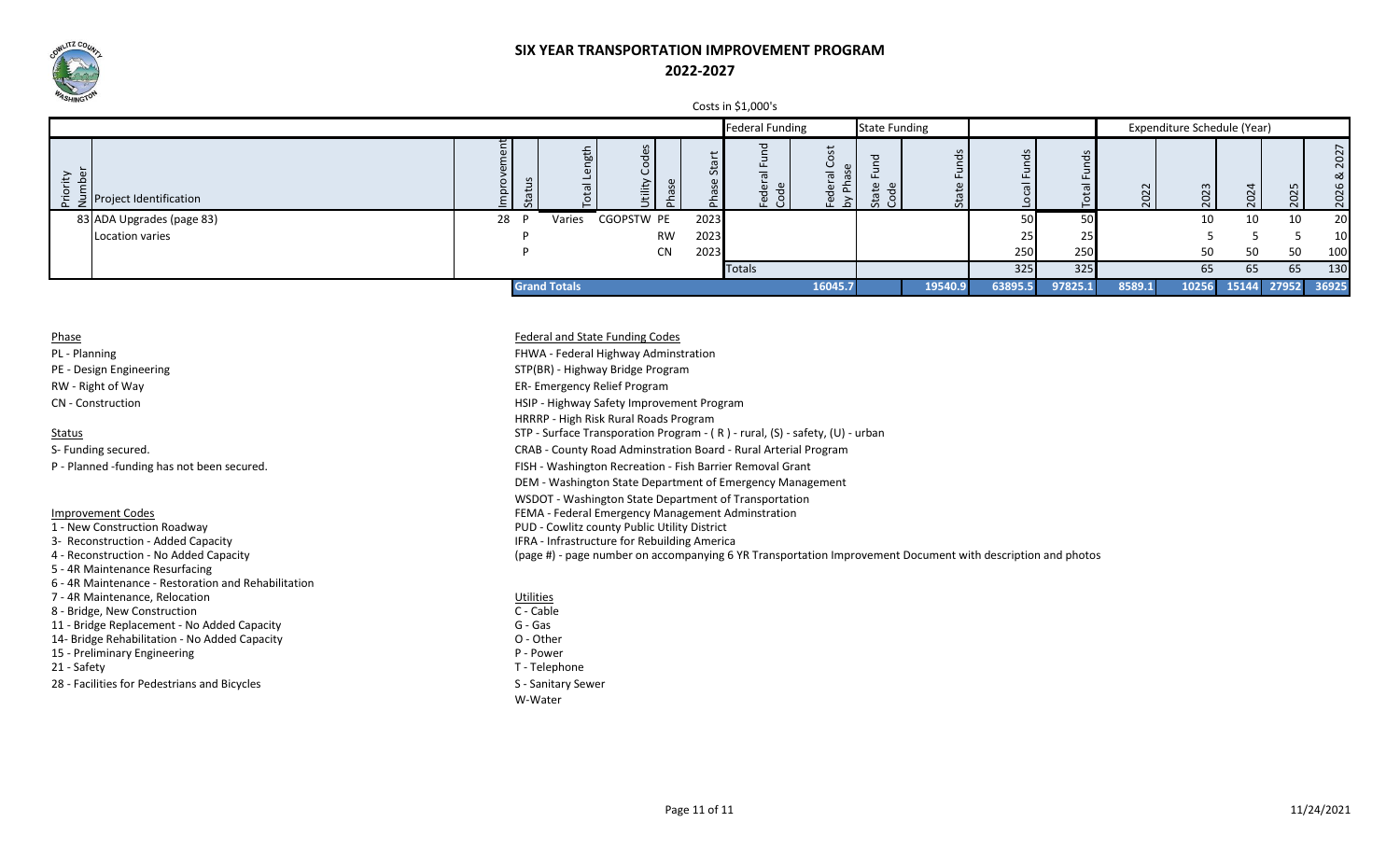# SIX YEAR TRANSPORTATION IMPROVEMENT PROGRAM

## 2022-2027

Costs in $1,000's

| | | | | | | | | Federal Funding | | State Funding | | | | Expenditure Schedule (Year) | | | | |
|---|---|---|---|---|---|---|---|---|---|---|---|---|---|---|---|---|---|---|
| Priority Number | Project Identification | Improvement | Status | Total Length | Utility Codes | Phase | Phase Start | Federal Fund Code | Federal Cost by Phase | State Fund Code | State Funds | Local Funds | Total Funds | 2022 | 2023 | 2024 | 2025 | 2026 & 2027 |
| 83 | ADA Upgrades (page 83) | 28 | P | Varies | CGOPSTW | PE | 2023 | | | | | 50 | 50 | | 10 | 10 | 10 | 20 |
| | Location varies | | P | | | RW | 2023 | | | | | 25 | 25 | | 5 | 5 | 5 | 10 |
| | | | P | | | CN | 2023 | | | | | 250 | 250 | | 50 | 50 | 50 | 100 |
| | | | | | | | | Totals | | | | 325 | 325 | | 65 | 65 | 65 | 130 |
| | | | Grand Totals | | | | | | 16045.7 | | 19540.9 | 63895.5 | 97825.1 | 8589.1 | 10256 | 15144 | 27952 | 36925 |

Phase
PL - Planning
PE - Design Engineering
RW - Right of Way
CN - Construction

Status
S- Funding secured.
P - Planned -funding has not been secured.

Improvement Codes
1 - New Construction Roadway
3- Reconstruction - Added Capacity
4 - Reconstruction - No Added Capacity
5 - 4R Maintenance Resurfacing
6 - 4R Maintenance - Restoration and Rehabilitation
7 - 4R Maintenance, Relocation
8 - Bridge, New Construction
11 - Bridge Replacement - No Added Capacity
14- Bridge Rehabilitation - No Added Capacity
15 - Preliminary Engineering
21 - Safety
28 - Facilities for Pedestrians and Bicycles

Federal and State Funding Codes
FHWA - Federal Highway Adminstration
STP(BR) - Highway Bridge Program
ER- Emergency Relief Program
HSIP - Highway Safety Improvement Program
HRRRP - High Risk Rural Roads Program
STP - Surface Transporation Program - ( R ) - rural, (S) - safety, (U) - urban
CRAB - County Road Adminstration Board - Rural Arterial Program
FISH - Washington Recreation - Fish Barrier Removal Grant
DEM - Washington State Department of Emergency Management
WSDOT - Washington State Department of Transportation
FEMA - Federal Emergency Management Adminstration
PUD - Cowlitz county Public Utility District
IFRA - Infrastructure for Rebuilding America
(page #) - page number on accompanying 6 YR Transportation Improvement Document with description and photos

Utilities
C - Cable
G - Gas
O - Other
P - Power
T - Telephone
S - Sanitary Sewer
W-Water

11/24/2021